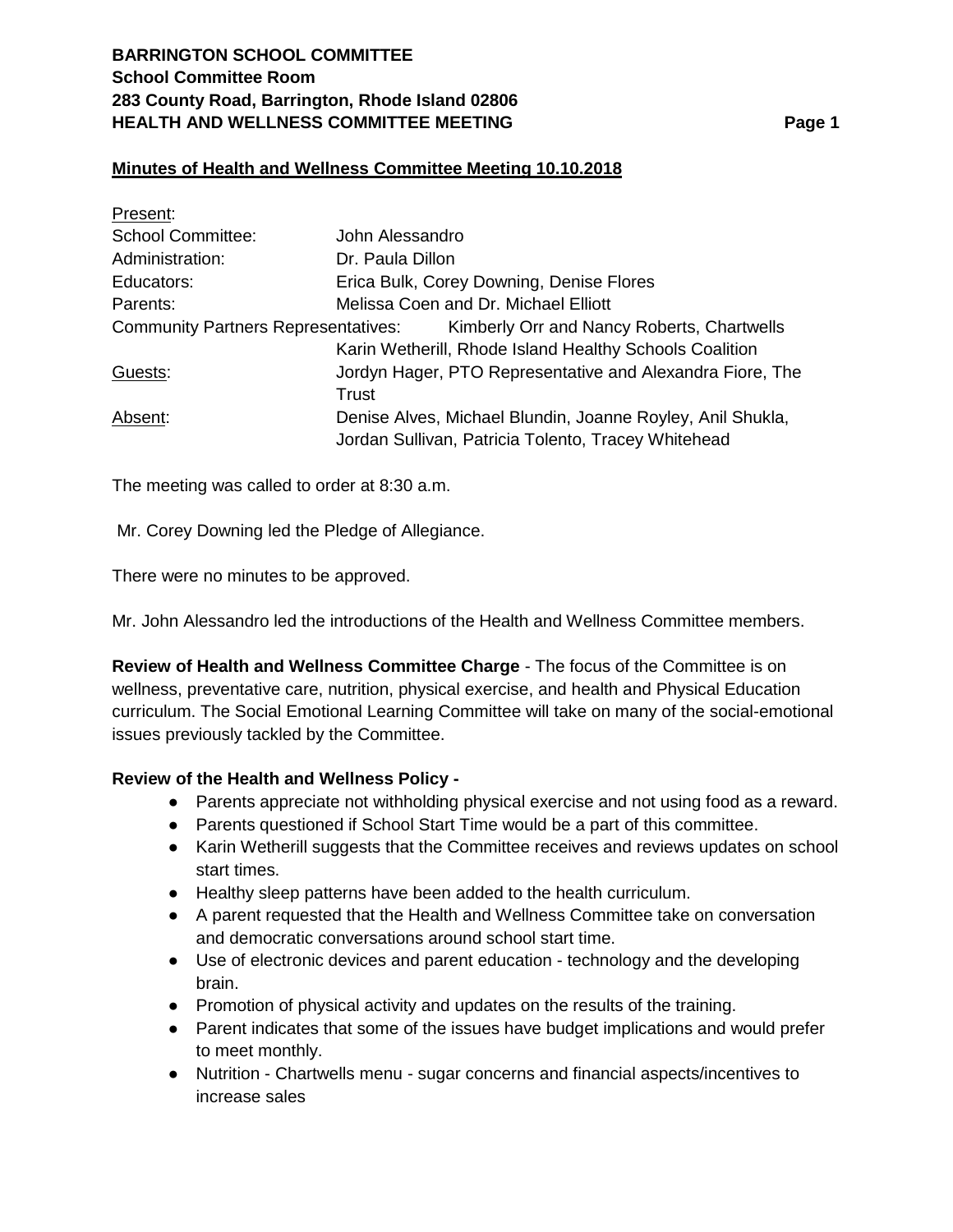# BARRINGTON SCHOOL COMMITTEE
**School Committee Room**
**283 County Road, Barrington, Rhode Island 02806**
**HEALTH AND WELLNESS COMMITTEE MEETING**

## Minutes of Health and Wellness Committee Meeting 10.10.2018

| Present: | |
|---|---|
| School Committee: | John Alessandro |
| Administration: | Dr. Paula Dillon |
| Educators: | Erica Bulk, Corey Downing, Denise Flores |
| Parents: | Melissa Coen and Dr. Michael Elliott |
| Community Partners Representatives: | Kimberly Orr and Nancy Roberts, Chartwells<br>Karin Wetherill, Rhode Island Healthy Schools Coalition |
| Guests: | Jordyn Hager, PTO Representative and Alexandra Fiore, The Trust |
| Absent: | Denise Alves, Michael Blundin, Joanne Royley, Anil Shukla, Jordan Sullivan, Patricia Tolento, Tracey Whitehead |

The meeting was called to order at 8:30 a.m.

Mr. Corey Downing led the Pledge of Allegiance.

There were no minutes to be approved.

Mr. John Alessandro led the introductions of the Health and Wellness Committee members.

**Review of Health and Wellness Committee Charge** - The focus of the Committee is on wellness, preventative care, nutrition, physical exercise, and health and Physical Education curriculum. The Social Emotional Learning Committee will take on many of the social-emotional issues previously tackled by the Committee.

**Review of the Health and Wellness Policy -**

- Parents appreciate not withholding physical exercise and not using food as a reward.
- Parents questioned if School Start Time would be a part of this committee.
- Karin Wetherill suggests that the Committee receives and reviews updates on school start times.
- Healthy sleep patterns have been added to the health curriculum.
- A parent requested that the Health and Wellness Committee take on conversation and democratic conversations around school start time.
- Use of electronic devices and parent education - technology and the developing brain.
- Promotion of physical activity and updates on the results of the training.
- Parent indicates that some of the issues have budget implications and would prefer to meet monthly.
- Nutrition - Chartwells menu - sugar concerns and financial aspects/incentives to increase sales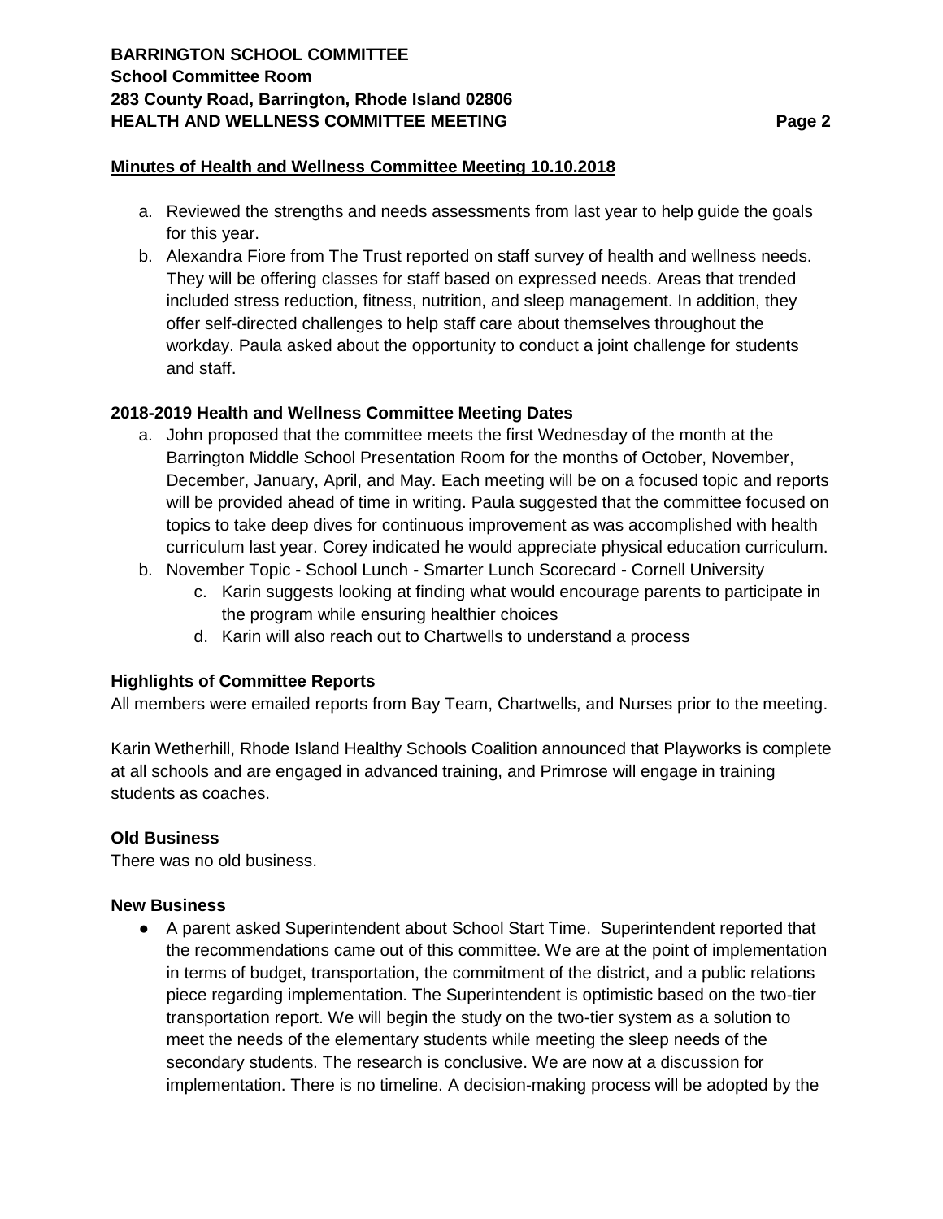**Minutes of Health and Wellness Committee Meeting 10.10.2018**

a. Reviewed the strengths and needs assessments from last year to help guide the goals for this year.
b. Alexandra Fiore from The Trust reported on staff survey of health and wellness needs. They will be offering classes for staff based on expressed needs. Areas that trended included stress reduction, fitness, nutrition, and sleep management. In addition, they offer self-directed challenges to help staff care about themselves throughout the workday. Paula asked about the opportunity to conduct a joint challenge for students and staff.

**2018-2019 Health and Wellness Committee Meeting Dates**

a. John proposed that the committee meets the first Wednesday of the month at the Barrington Middle School Presentation Room for the months of October, November, December, January, April, and May. Each meeting will be on a focused topic and reports will be provided ahead of time in writing. Paula suggested that the committee focused on topics to take deep dives for continuous improvement as was accomplished with health curriculum last year. Corey indicated he would appreciate physical education curriculum.
b. November Topic - School Lunch - Smarter Lunch Scorecard - Cornell University
    c. Karin suggests looking at finding what would encourage parents to participate in the program while ensuring healthier choices
    d. Karin will also reach out to Chartwells to understand a process

**Highlights of Committee Reports**

All members were emailed reports from Bay Team, Chartwells, and Nurses prior to the meeting.

Karin Wetherhill, Rhode Island Healthy Schools Coalition announced that Playworks is complete at all schools and are engaged in advanced training, and Primrose will engage in training students as coaches.

**Old Business**

There was no old business.

**New Business**

- A parent asked Superintendent about School Start Time. Superintendent reported that the recommendations came out of this committee. We are at the point of implementation in terms of budget, transportation, the commitment of the district, and a public relations piece regarding implementation. The Superintendent is optimistic based on the two-tier transportation report. We will begin the study on the two-tier system as a solution to meet the needs of the elementary students while meeting the sleep needs of the secondary students. The research is conclusive. We are now at a discussion for implementation. There is no timeline. A decision-making process will be adopted by the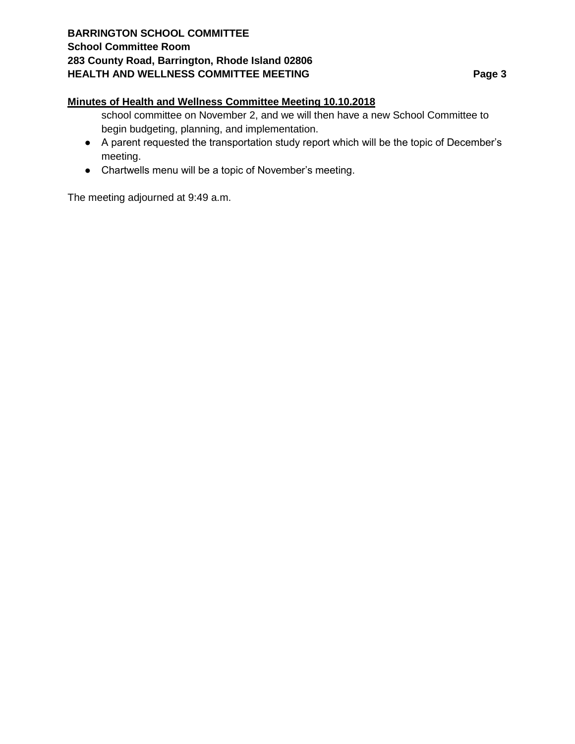**Minutes of Health and Wellness Committee Meeting 10.10.2018**

school committee on November 2, and we will then have a new School Committee to begin budgeting, planning, and implementation.

- A parent requested the transportation study report which will be the topic of December's meeting.
- Chartwells menu will be a topic of November's meeting.

The meeting adjourned at 9:49 a.m.